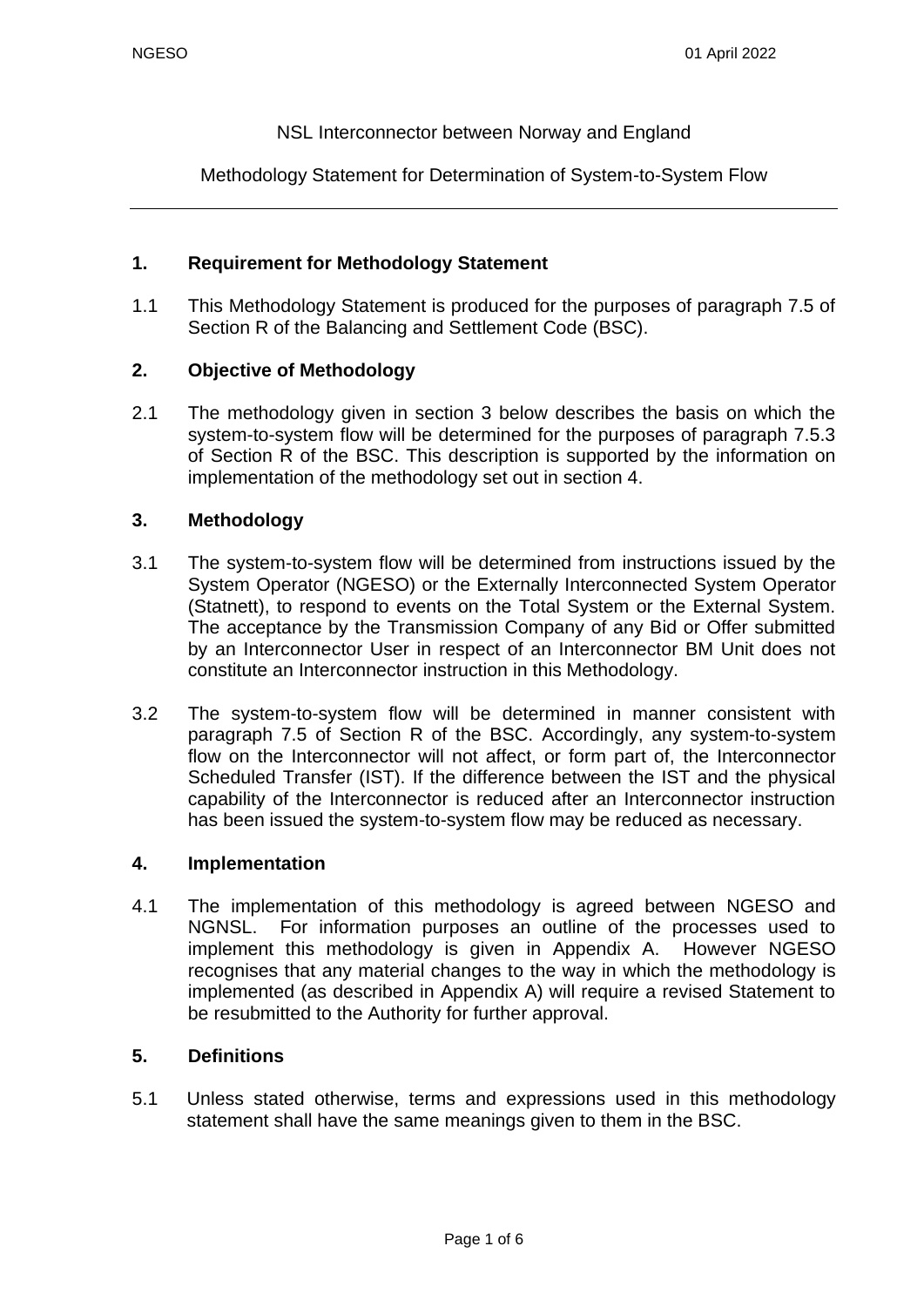NGESO 01 April 2022

NSL Interconnector between Norway and England

Methodology Statement for Determination of System-to-System Flow

---

## 1. Requirement for Methodology Statement

1.1 This Methodology Statement is produced for the purposes of paragraph 7.5 of Section R of the Balancing and Settlement Code (BSC).

## 2. Objective of Methodology

2.1 The methodology given in section 3 below describes the basis on which the system-to-system flow will be determined for the purposes of paragraph 7.5.3 of Section R of the BSC. This description is supported by the information on implementation of the methodology set out in section 4.

## 3. Methodology

3.1 The system-to-system flow will be determined from instructions issued by the System Operator (NGESO) or the Externally Interconnected System Operator (Statnett), to respond to events on the Total System or the External System. The acceptance by the Transmission Company of any Bid or Offer submitted by an Interconnector User in respect of an Interconnector BM Unit does not constitute an Interconnector instruction in this Methodology.

3.2 The system-to-system flow will be determined in manner consistent with paragraph 7.5 of Section R of the BSC. Accordingly, any system-to-system flow on the Interconnector will not affect, or form part of, the Interconnector Scheduled Transfer (IST). If the difference between the IST and the physical capability of the Interconnector is reduced after an Interconnector instruction has been issued the system-to-system flow may be reduced as necessary.

## 4. Implementation

4.1 The implementation of this methodology is agreed between NGESO and NGNSL. For information purposes an outline of the processes used to implement this methodology is given in Appendix A. However NGESO recognises that any material changes to the way in which the methodology is implemented (as described in Appendix A) will require a revised Statement to be resubmitted to the Authority for further approval.

## 5. Definitions

5.1 Unless stated otherwise, terms and expressions used in this methodology statement shall have the same meanings given to them in the BSC.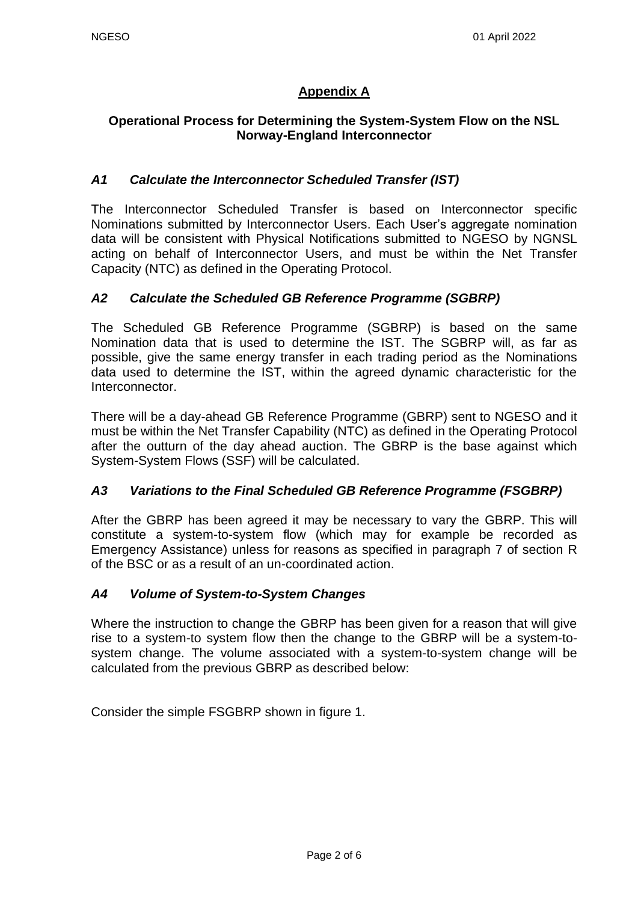## Appendix A

### Operational Process for Determining the System-System Flow on the NSL Norway-England Interconnector

### *A1 Calculate the Interconnector Scheduled Transfer (IST)*

The Interconnector Scheduled Transfer is based on Interconnector specific Nominations submitted by Interconnector Users. Each User's aggregate nomination data will be consistent with Physical Notifications submitted to NGESO by NGNSL acting on behalf of Interconnector Users, and must be within the Net Transfer Capacity (NTC) as defined in the Operating Protocol.

### *A2 Calculate the Scheduled GB Reference Programme (SGBRP)*

The Scheduled GB Reference Programme (SGBRP) is based on the same Nomination data that is used to determine the IST. The SGBRP will, as far as possible, give the same energy transfer in each trading period as the Nominations data used to determine the IST, within the agreed dynamic characteristic for the Interconnector.

There will be a day-ahead GB Reference Programme (GBRP) sent to NGESO and it must be within the Net Transfer Capability (NTC) as defined in the Operating Protocol after the outturn of the day ahead auction. The GBRP is the base against which System-System Flows (SSF) will be calculated.

### *A3 Variations to the Final Scheduled GB Reference Programme (FSGBRP)*

After the GBRP has been agreed it may be necessary to vary the GBRP. This will constitute a system-to-system flow (which may for example be recorded as Emergency Assistance) unless for reasons as specified in paragraph 7 of section R of the BSC or as a result of an un-coordinated action.

### *A4 Volume of System-to-System Changes*

Where the instruction to change the GBRP has been given for a reason that will give rise to a system-to system flow then the change to the GBRP will be a system-to-system change. The volume associated with a system-to-system change will be calculated from the previous GBRP as described below:

Consider the simple FSGBRP shown in figure 1.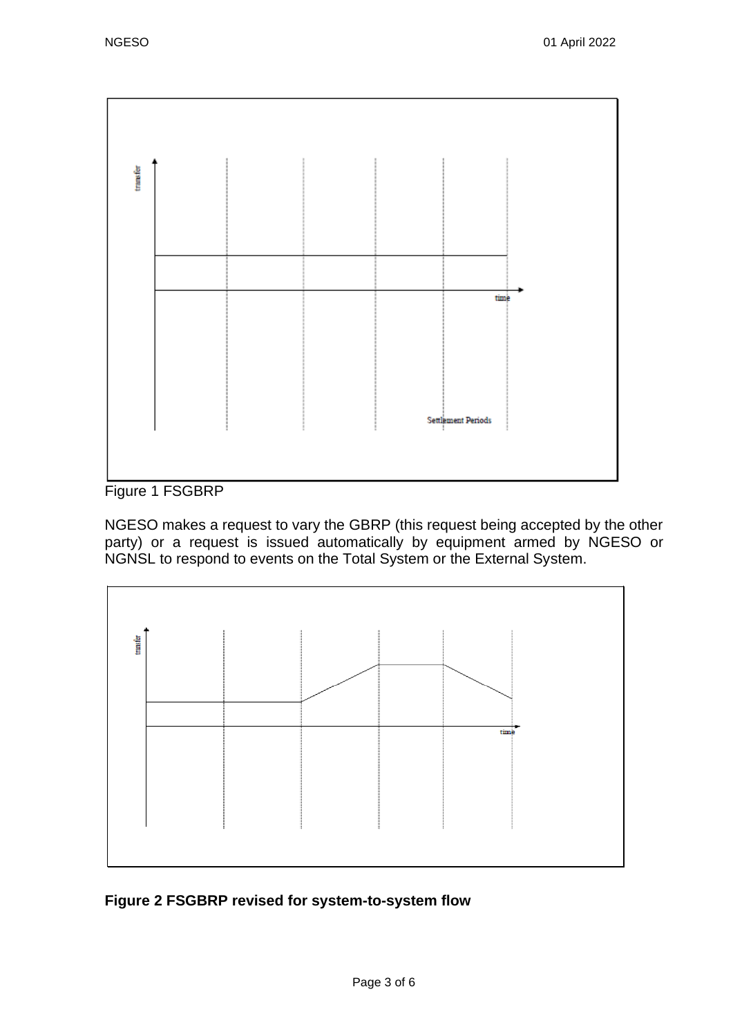Figure 1 FSGBRP

NGESO makes a request to vary the GBRP (this request being accepted by the other party) or a request is issued automatically by equipment armed by NGESO or NGNSL to respond to events on the Total System or the External System.

**Figure 2 FSGBRP revised for system-to-system flow**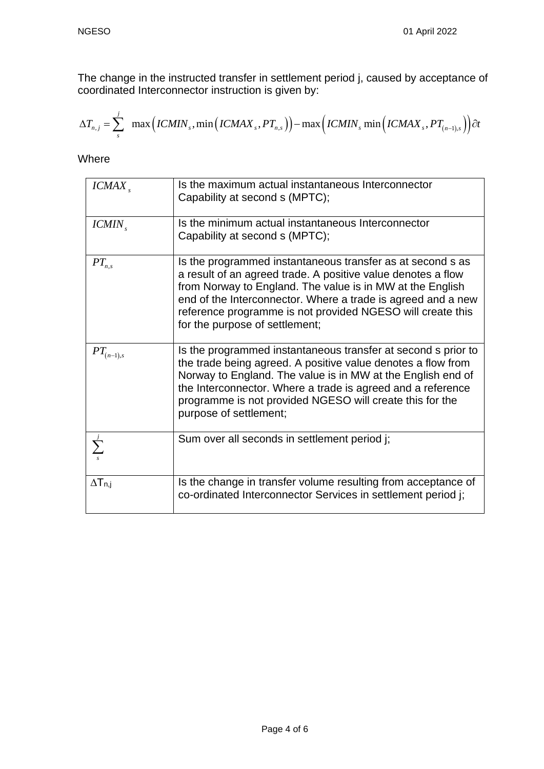The change in the instructed transfer in settlement period j, caused by acceptance of coordinated Interconnector instruction is given by:

$$\Delta T_{n,j} = \sum_{s}^{j} \max\left(ICMIN_s, \min\left(ICMAX_s, PT_{n,s}\right)\right) - \max\left(ICMIN_s \min\left(ICMAX_s, PT_{(n-1),s}\right)\right)\partial t$$

Where

| | |
|---|---|
| $ICMAX_s$ | Is the maximum actual instantaneous Interconnector Capability at second s (MPTC); |
| $ICMIN_s$ | Is the minimum actual instantaneous Interconnector Capability at second s (MPTC); |
| $PT_{n,s}$ | Is the programmed instantaneous transfer as at second s as a result of an agreed trade. A positive value denotes a flow from Norway to England. The value is in MW at the English end of the Interconnector. Where a trade is agreed and a new reference programme is not provided NGESO will create this for the purpose of settlement; |
| $PT_{(n-1),s}$ | Is the programmed instantaneous transfer at second s prior to the trade being agreed. A positive value denotes a flow from Norway to England. The value is in MW at the English end of the Interconnector. Where a trade is agreed and a reference programme is not provided NGESO will create this for the purpose of settlement; |
| $\sum_{s}^{j}$ | Sum over all seconds in settlement period j; |
| $\Delta T_{n,j}$ | Is the change in transfer volume resulting from acceptance of co-ordinated Interconnector Services in settlement period j; |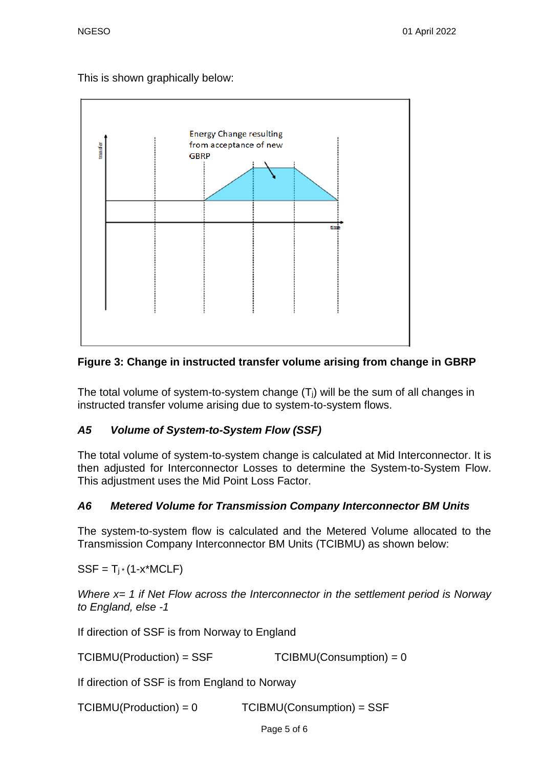This is shown graphically below:

**Figure 3: Change in instructed transfer volume arising from change in GBRP**

The total volume of system-to-system change ($T_j$) will be the sum of all changes in instructed transfer volume arising due to system-to-system flows.

### *A5 Volume of System-to-System Flow (SSF)*

The total volume of system-to-system change is calculated at Mid Interconnector. It is then adjusted for Interconnector Losses to determine the System-to-System Flow. This adjustment uses the Mid Point Loss Factor.

### *A6 Metered Volume for Transmission Company Interconnector BM Units*

The system-to-system flow is calculated and the Metered Volume allocated to the Transmission Company Interconnector BM Units (TCIBMU) as shown below:

$SSF = T_j * (1-x*MCLF)$

*Where x= 1 if Net Flow across the Interconnector in the settlement period is Norway to England, else -1*

If direction of SSF is from Norway to England

TCIBMU(Production) = SSF TCIBMU(Consumption) = 0

If direction of SSF is from England to Norway

TCIBMU(Production) = 0 TCIBMU(Consumption) = SSF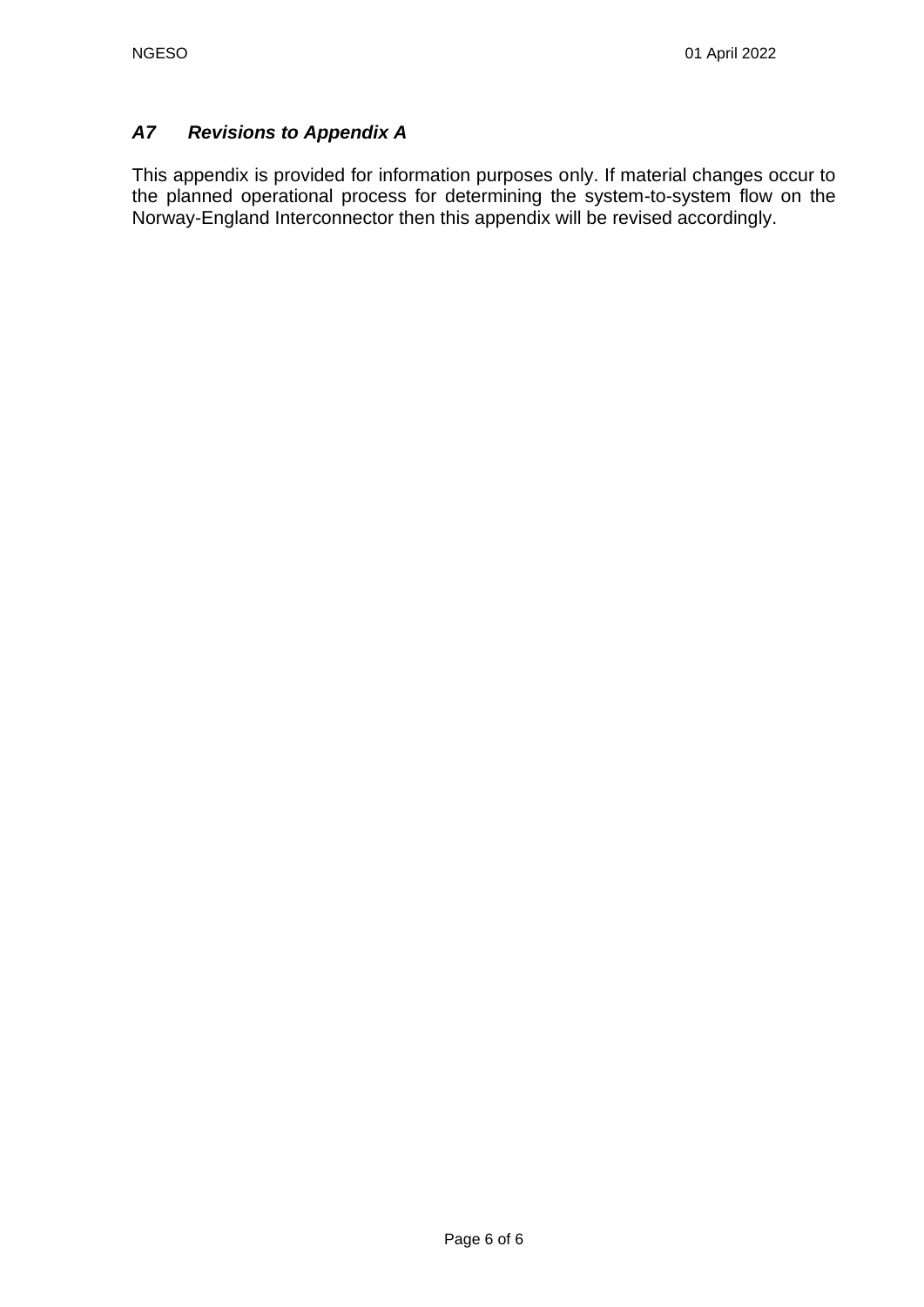### *A7 Revisions to Appendix A*

This appendix is provided for information purposes only. If material changes occur to the planned operational process for determining the system-to-system flow on the Norway-England Interconnector then this appendix will be revised accordingly.